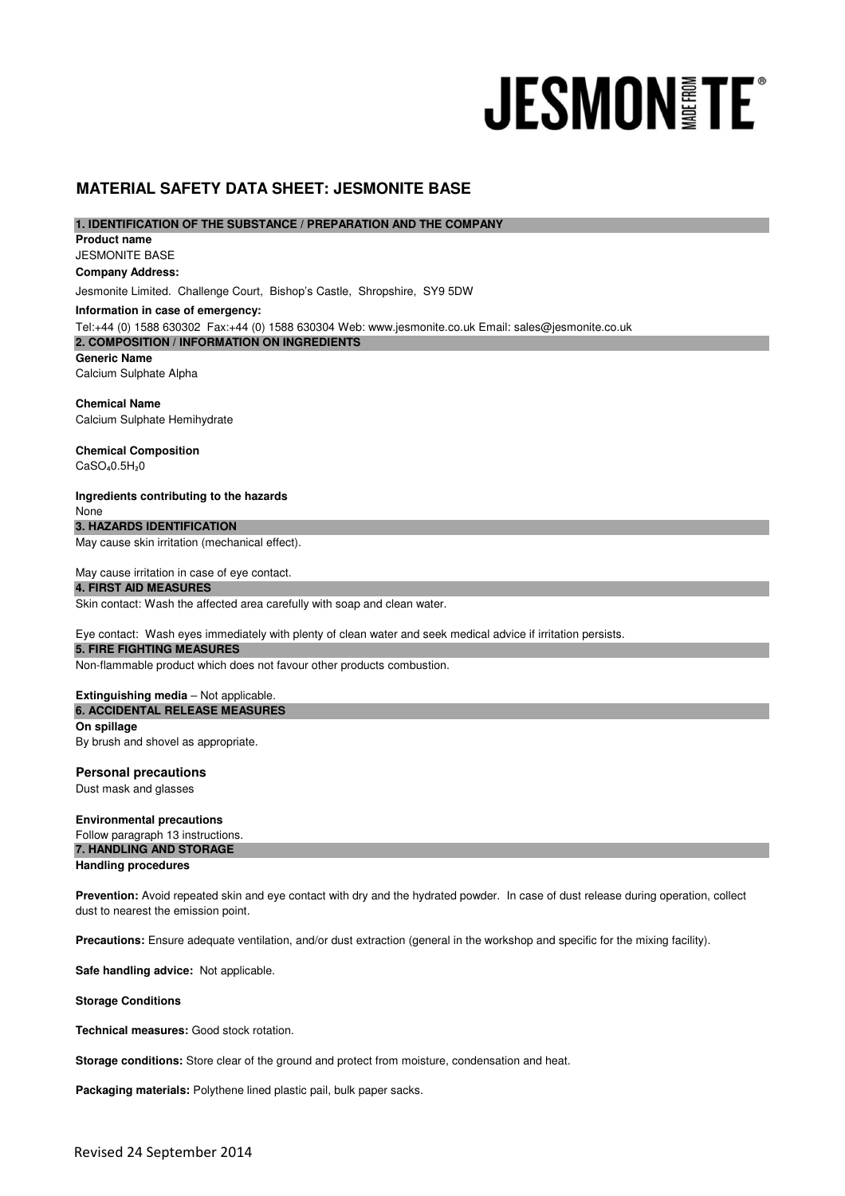# JESMONITE

## MATERIAL SAFETY DATA SHEET: JESMONITE BASE

### 1. IDENTIFICATION OF THE SUBSTANCE / PREPARATION AND THE COMPANY

**Product name**

JESMONITE BASE

**Company Address:**

Jesmonite Limited. Challenge Court, Bishop's Castle, Shropshire, SY9 5DW

**Information in case of emergency:**

Tel:+44 (0) 1588 630302 Fax:+44 (0) 1588 630304 Web: www.jesmonite.co.uk Email: sales@jesmonite.co.uk

### 2. COMPOSITION / INFORMATION ON INGREDIENTS

**Generic Name**

Calcium Sulphate Alpha

**Chemical Name**

Calcium Sulphate Hemihydrate

**Chemical Composition**

$CaSO_4 0.5H_2 0$

**Ingredients contributing to the hazards**

None

### 3. HAZARDS IDENTIFICATION

May cause skin irritation (mechanical effect).

May cause irritation in case of eye contact.

### 4. FIRST AID MEASURES

Skin contact: Wash the affected area carefully with soap and clean water.

Eye contact: Wash eyes immediately with plenty of clean water and seek medical advice if irritation persists.

### 5. FIRE FIGHTING MEASURES

Non-flammable product which does not favour other products combustion.

**Extinguishing media** – Not applicable.

### 6. ACCIDENTAL RELEASE MEASURES

**On spillage**

By brush and shovel as appropriate.

**Personal precautions**

Dust mask and glasses

**Environmental precautions**

Follow paragraph 13 instructions.

### 7. HANDLING AND STORAGE

**Handling procedures**

**Prevention:** Avoid repeated skin and eye contact with dry and the hydrated powder. In case of dust release during operation, collect dust to nearest the emission point.

**Precautions:** Ensure adequate ventilation, and/or dust extraction (general in the workshop and specific for the mixing facility).

**Safe handling advice:** Not applicable.

**Storage Conditions**

**Technical measures:** Good stock rotation.

**Storage conditions:** Store clear of the ground and protect from moisture, condensation and heat.

**Packaging materials:** Polythene lined plastic pail, bulk paper sacks.

Revised 24 September 2014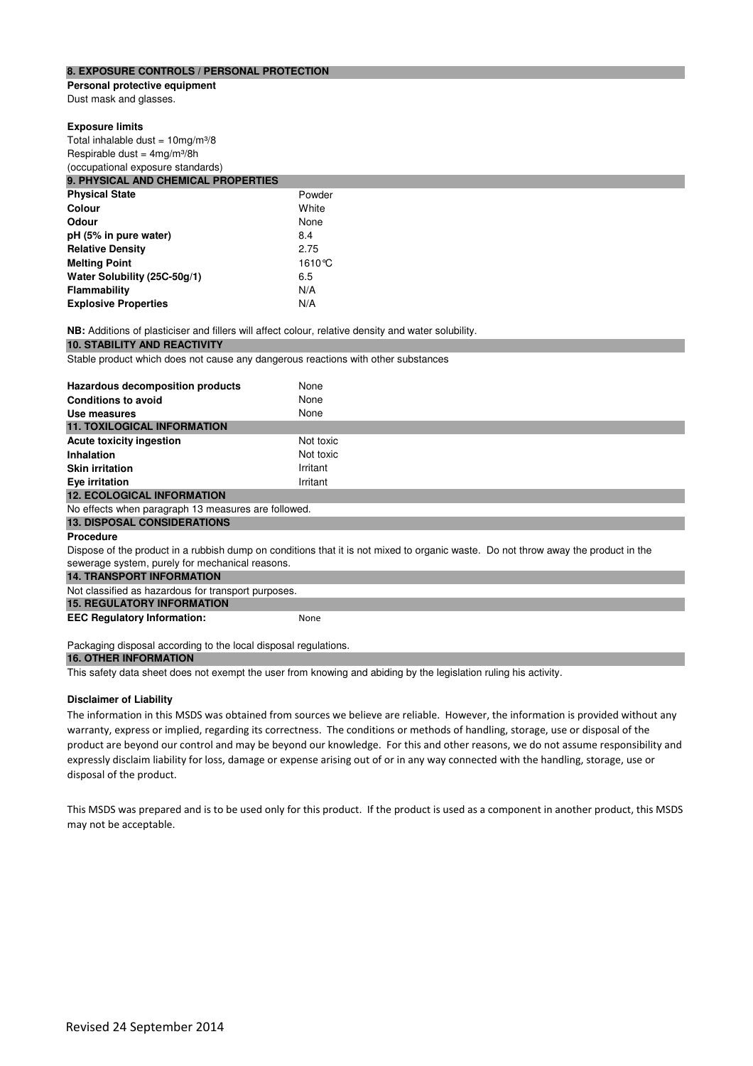## 8. EXPOSURE CONTROLS / PERSONAL PROTECTION

**Personal protective equipment**

Dust mask and glasses.

**Exposure limits**

Total inhalable dust = 10mg/m³/8

Respirable dust = 4mg/m³/8h

(occupational exposure standards)

## 9. PHYSICAL AND CHEMICAL PROPERTIES

| | |
|---|---|
| **Physical State** | Powder |
| **Colour** | White |
| **Odour** | None |
| **pH (5% in pure water)** | 8.4 |
| **Relative Density** | 2.75 |
| **Melting Point** | 1610℃ |
| **Water Solubility (25C-50g/1)** | 6.5 |
| **Flammability** | N/A |
| **Explosive Properties** | N/A |

**NB:** Additions of plasticiser and fillers will affect colour, relative density and water solubility.

## 10. STABILITY AND REACTIVITY

Stable product which does not cause any dangerous reactions with other substances

| | |
|---|---|
| **Hazardous decomposition products** | None |
| **Conditions to avoid** | None |
| **Use measures** | None |

## 11. TOXILOGICAL INFORMATION

| | |
|---|---|
| **Acute toxicity ingestion** | Not toxic |
| **Inhalation** | Not toxic |
| **Skin irritation** | Irritant |
| **Eye irritation** | Irritant |

## 12. ECOLOGICAL INFORMATION

No effects when paragraph 13 measures are followed.

## 13. DISPOSAL CONSIDERATIONS

**Procedure**

Dispose of the product in a rubbish dump on conditions that it is not mixed to organic waste. Do not throw away the product in the sewerage system, purely for mechanical reasons.

## 14. TRANSPORT INFORMATION

Not classified as hazardous for transport purposes.

## 15. REGULATORY INFORMATION

**EEC Regulatory Information:** None

Packaging disposal according to the local disposal regulations.

## 16. OTHER INFORMATION

This safety data sheet does not exempt the user from knowing and abiding by the legislation ruling his activity.

**Disclaimer of Liability**

The information in this MSDS was obtained from sources we believe are reliable. However, the information is provided without any warranty, express or implied, regarding its correctness. The conditions or methods of handling, storage, use or disposal of the product are beyond our control and may be beyond our knowledge. For this and other reasons, we do not assume responsibility and expressly disclaim liability for loss, damage or expense arising out of or in any way connected with the handling, storage, use or disposal of the product.

This MSDS was prepared and is to be used only for this product. If the product is used as a component in another product, this MSDS may not be acceptable.

Revised 24 September 2014